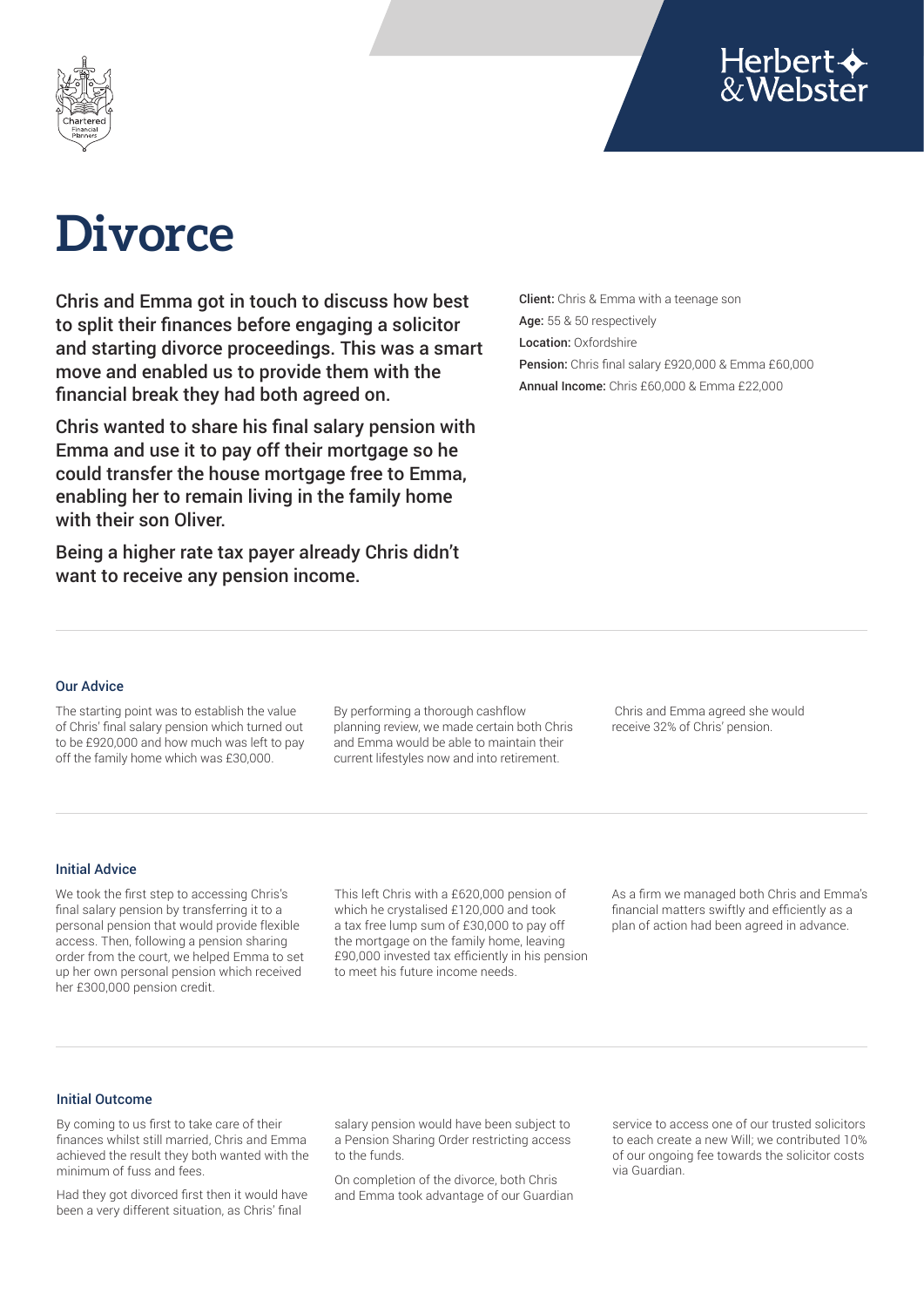Herbert & Webster

# Divorce

Chris and Emma got in touch to discuss how best to split their finances before engaging a solicitor and starting divorce proceedings. This was a smart move and enabled us to provide them with the financial break they had both agreed on.

Chris wanted to share his final salary pension with Emma and use it to pay off their mortgage so he could transfer the house mortgage free to Emma, enabling her to remain living in the family home with their son Oliver.

Being a higher rate tax payer already Chris didn't want to receive any pension income.

**Client:** Chris & Emma with a teenage son
**Age:** 55 & 50 respectively
**Location:** Oxfordshire
**Pension:** Chris final salary £920,000 & Emma £60,000
**Annual Income:** Chris £60,000 & Emma £22,000

## Our Advice

The starting point was to establish the value of Chris' final salary pension which turned out to be £920,000 and how much was left to pay off the family home which was £30,000.

By performing a thorough cashflow planning review, we made certain both Chris and Emma would be able to maintain their current lifestyles now and into retirement.

Chris and Emma agreed she would receive 32% of Chris' pension.

## Initial Advice

We took the first step to accessing Chris's final salary pension by transferring it to a personal pension that would provide flexible access. Then, following a pension sharing order from the court, we helped Emma to set up her own personal pension which received her £300,000 pension credit.

This left Chris with a £620,000 pension of which he crystalised £120,000 and took a tax free lump sum of £30,000 to pay off the mortgage on the family home, leaving £90,000 invested tax efficiently in his pension to meet his future income needs.

As a firm we managed both Chris and Emma's financial matters swiftly and efficiently as a plan of action had been agreed in advance.

## Initial Outcome

By coming to us first to take care of their finances whilst still married, Chris and Emma achieved the result they both wanted with the minimum of fuss and fees.

Had they got divorced first then it would have been a very different situation, as Chris' final salary pension would have been subject to a Pension Sharing Order restricting access to the funds.

On completion of the divorce, both Chris and Emma took advantage of our Guardian service to access one of our trusted solicitors to each create a new Will; we contributed 10% of our ongoing fee towards the solicitor costs via Guardian.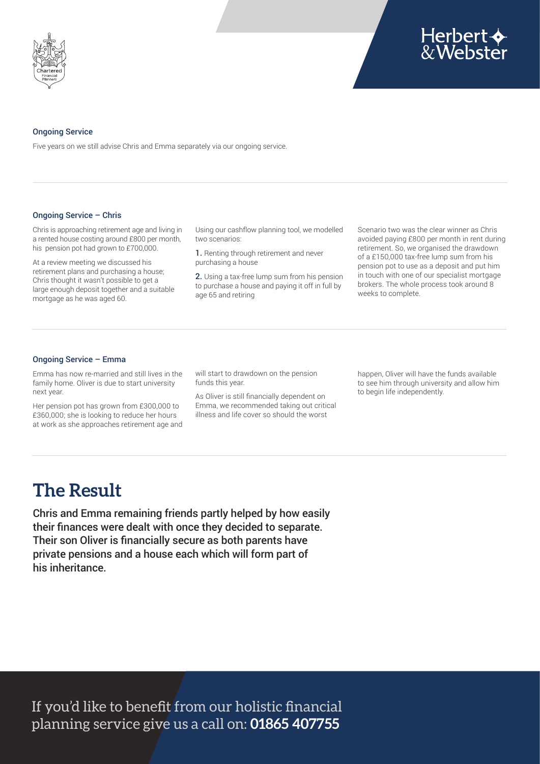### Ongoing Service

Five years on we still advise Chris and Emma separately via our ongoing service.

### Ongoing Service – Chris

Chris is approaching retirement age and living in a rented house costing around £800 per month, his pension pot had grown to £700,000.

At a review meeting we discussed his retirement plans and purchasing a house; Chris thought it wasn't possible to get a large enough deposit together and a suitable mortgage as he was aged 60.

Using our cashflow planning tool, we modelled two scenarios:

1. Renting through retirement and never purchasing a house
2. Using a tax-free lump sum from his pension to purchase a house and paying it off in full by age 65 and retiring

Scenario two was the clear winner as Chris avoided paying £800 per month in rent during retirement. So, we organised the drawdown of a £150,000 tax-free lump sum from his pension pot to use as a deposit and put him in touch with one of our specialist mortgage brokers. The whole process took around 8 weeks to complete.

### Ongoing Service – Emma

Emma has now re-married and still lives in the family home. Oliver is due to start university next year.

Her pension pot has grown from £300,000 to £360,000; she is looking to reduce her hours at work as she approaches retirement age and will start to drawdown on the pension funds this year.

As Oliver is still financially dependent on Emma, we recommended taking out critical illness and life cover so should the worst happen, Oliver will have the funds available to see him through university and allow him to begin life independently.

# The Result

**Chris and Emma remaining friends partly helped by how easily their finances were dealt with once they decided to separate. Their son Oliver is financially secure as both parents have private pensions and a house each which will form part of his inheritance.**

If you'd like to benefit from our holistic financial planning service give us a call on: **01865 407755**